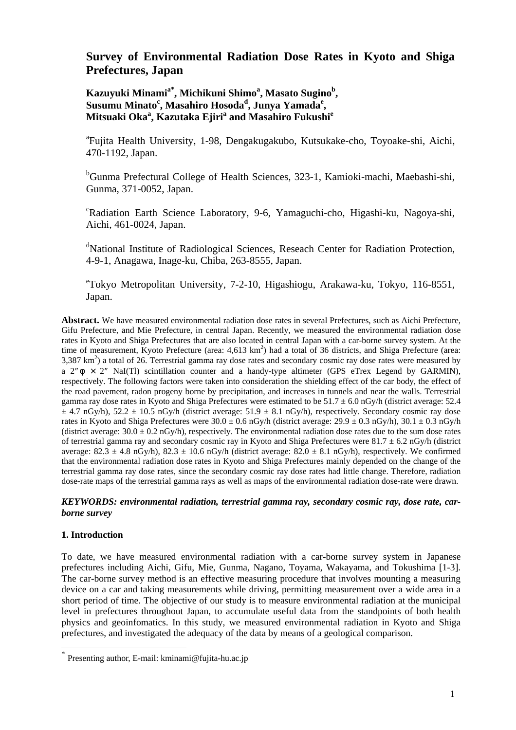# Survey of Environmental Radiation Dose Rates in Kyoto and Shiga Prefectures, Japan

**Kazuyuki Minami[a*], Michikuni Shimo[a], Masato Sugino[b], Susumu Minato[c], Masahiro Hosoda[d], Junya Yamada[e], Mitsuaki Oka[a], Kazutaka Ejiri[a] and Masahiro Fukushi[e]**

[a]Fujita Health University, 1-98, Dengakugakubo, Kutsukake-cho, Toyoake-shi, Aichi, 470-1192, Japan.

[b]Gunma Prefectural College of Health Sciences, 323-1, Kamioki-machi, Maebashi-shi, Gunma, 371-0052, Japan.

[c]Radiation Earth Science Laboratory, 9-6, Yamaguchi-cho, Higashi-ku, Nagoya-shi, Aichi, 461-0024, Japan.

[d]National Institute of Radiological Sciences, Reseach Center for Radiation Protection, 4-9-1, Anagawa, Inage-ku, Chiba, 263-8555, Japan.

[e]Tokyo Metropolitan University, 7-2-10, Higashiogu, Arakawa-ku, Tokyo, 116-8551, Japan.

**Abstract.** We have measured environmental radiation dose rates in several Prefectures, such as Aichi Prefecture, Gifu Prefecture, and Mie Prefecture, in central Japan. Recently, we measured the environmental radiation dose rates in Kyoto and Shiga Prefectures that are also located in central Japan with a car-borne survey system. At the time of measurement, Kyoto Prefecture (area: 4,613 $km^2$) had a total of 36 districts, and Shiga Prefecture (area: 3,387 $km^2$) a total of 26. Terrestrial gamma ray dose rates and secondary cosmic ray dose rates were measured by a 2″φ × 2″ NaI(Tl) scintillation counter and a handy-type altimeter (GPS eTrex Legend by GARMIN), respectively. The following factors were taken into consideration the shielding effect of the car body, the effect of the road pavement, radon progeny borne by precipitation, and increases in tunnels and near the walls. Terrestrial gamma ray dose rates in Kyoto and Shiga Prefectures were estimated to be 51.7 ± 6.0 nGy/h (district average: 52.4 ± 4.7 nGy/h), 52.2 ± 10.5 nGy/h (district average: 51.9 ± 8.1 nGy/h), respectively. Secondary cosmic ray dose rates in Kyoto and Shiga Prefectures were 30.0 ± 0.6 nGy/h (district average: 29.9 ± 0.3 nGy/h), 30.1 ± 0.3 nGy/h (district average: 30.0 ± 0.2 nGy/h), respectively. The environmental radiation dose rates due to the sum dose rates of terrestrial gamma ray and secondary cosmic ray in Kyoto and Shiga Prefectures were 81.7 ± 6.2 nGy/h (district average: 82.3 ± 4.8 nGy/h), 82.3 ± 10.6 nGy/h (district average: 82.0 ± 8.1 nGy/h), respectively. We confirmed that the environmental radiation dose rates in Kyoto and Shiga Prefectures mainly depended on the change of the terrestrial gamma ray dose rates, since the secondary cosmic ray dose rates had little change. Therefore, radiation dose-rate maps of the terrestrial gamma rays as well as maps of the environmental radiation dose-rate were drawn.

***KEYWORDS: environmental radiation, terrestrial gamma ray, secondary cosmic ray, dose rate, car-borne survey***

## 1. Introduction

To date, we have measured environmental radiation with a car-borne survey system in Japanese prefectures including Aichi, Gifu, Mie, Gunma, Nagano, Toyama, Wakayama, and Tokushima [1-3]. The car-borne survey method is an effective measuring procedure that involves mounting a measuring device on a car and taking measurements while driving, permitting measurement over a wide area in a short period of time. The objective of our study is to measure environmental radiation at the municipal level in prefectures throughout Japan, to accumulate useful data from the standpoints of both health physics and geoinfomatics. In this study, we measured environmental radiation in Kyoto and Shiga prefectures, and investigated the adequacy of the data by means of a geological comparison.

[*] Presenting author, E-mail: kminami@fujita-hu.ac.jp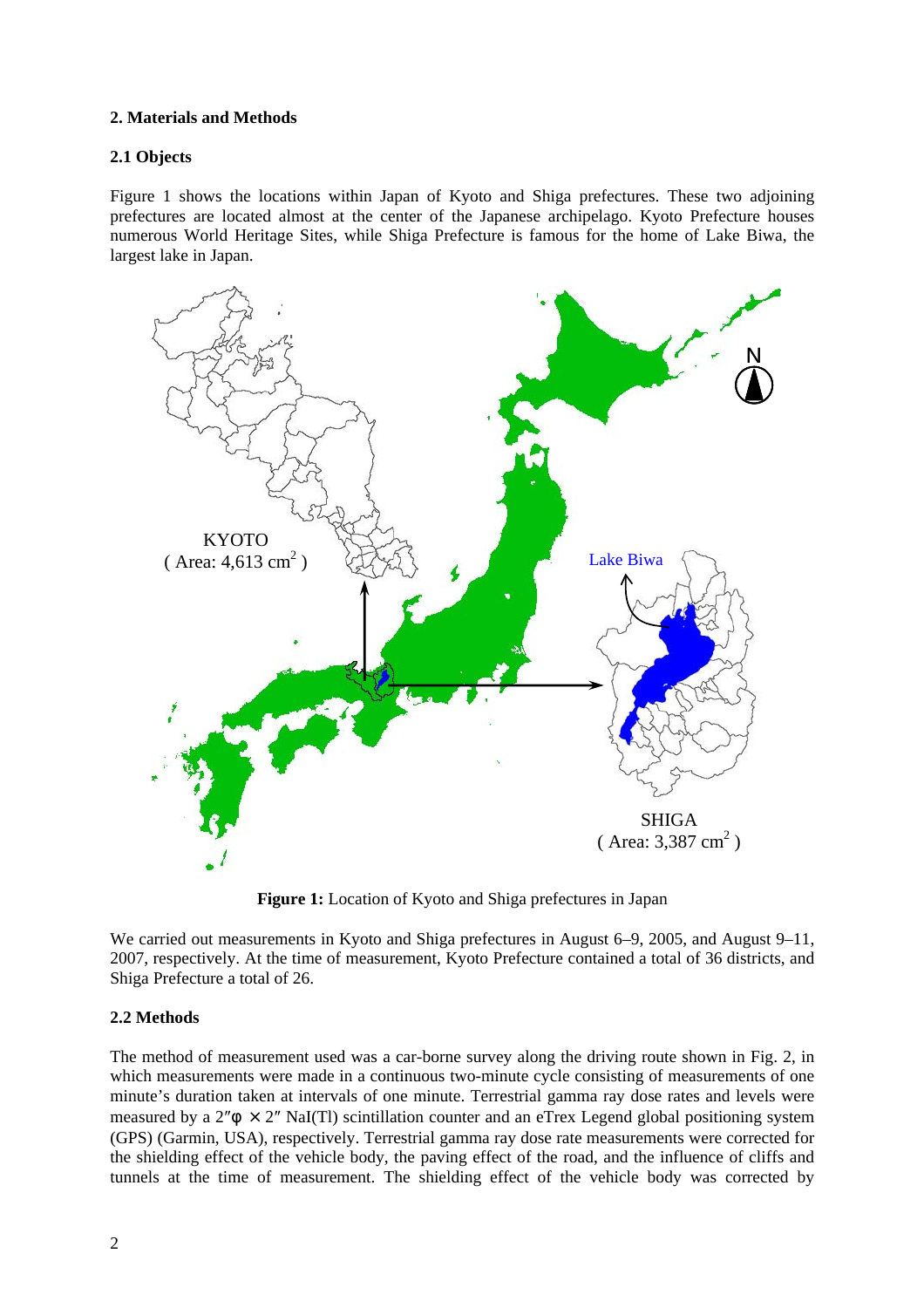## 2. Materials and Methods

### 2.1 Objects

Figure 1 shows the locations within Japan of Kyoto and Shiga prefectures. These two adjoining prefectures are located almost at the center of the Japanese archipelago. Kyoto Prefecture houses numerous World Heritage Sites, while Shiga Prefecture is famous for the home of Lake Biwa, the largest lake in Japan.

**Figure 1:** Location of Kyoto and Shiga prefectures in Japan

We carried out measurements in Kyoto and Shiga prefectures in August 6–9, 2005, and August 9–11, 2007, respectively. At the time of measurement, Kyoto Prefecture contained a total of 36 districts, and Shiga Prefecture a total of 26.

### 2.2 Methods

The method of measurement used was a car-borne survey along the driving route shown in Fig. 2, in which measurements were made in a continuous two-minute cycle consisting of measurements of one minute's duration taken at intervals of one minute. Terrestrial gamma ray dose rates and levels were measured by a 2″φ × 2″ NaI(Tl) scintillation counter and an eTrex Legend global positioning system (GPS) (Garmin, USA), respectively. Terrestrial gamma ray dose rate measurements were corrected for the shielding effect of the vehicle body, the paving effect of the road, and the influence of cliffs and tunnels at the time of measurement. The shielding effect of the vehicle body was corrected by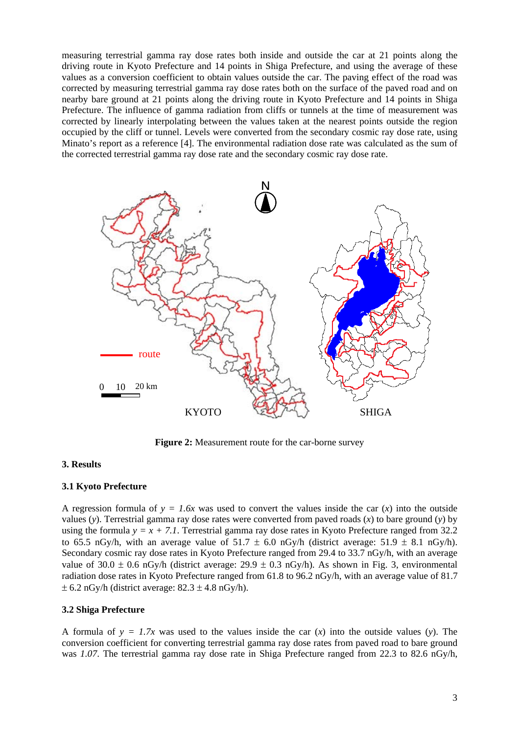measuring terrestrial gamma ray dose rates both inside and outside the car at 21 points along the driving route in Kyoto Prefecture and 14 points in Shiga Prefecture, and using the average of these values as a conversion coefficient to obtain values outside the car. The paving effect of the road was corrected by measuring terrestrial gamma ray dose rates both on the surface of the paved road and on nearby bare ground at 21 points along the driving route in Kyoto Prefecture and 14 points in Shiga Prefecture. The influence of gamma radiation from cliffs or tunnels at the time of measurement was corrected by linearly interpolating between the values taken at the nearest points outside the region occupied by the cliff or tunnel. Levels were converted from the secondary cosmic ray dose rate, using Minato's report as a reference [4]. The environmental radiation dose rate was calculated as the sum of the corrected terrestrial gamma ray dose rate and the secondary cosmic ray dose rate.

**Figure 2:** Measurement route for the car-borne survey

### 3. Results

#### 3.1 Kyoto Prefecture

A regression formula of $y = 1.6x$ was used to convert the values inside the car ($x$) into the outside values ($y$). Terrestrial gamma ray dose rates were converted from paved roads ($x$) to bare ground ($y$) by using the formula $y = x + 7.1$. Terrestrial gamma ray dose rates in Kyoto Prefecture ranged from 32.2 to 65.5 nGy/h, with an average value of 51.7 ± 6.0 nGy/h (district average: 51.9 ± 8.1 nGy/h). Secondary cosmic ray dose rates in Kyoto Prefecture ranged from 29.4 to 33.7 nGy/h, with an average value of 30.0 ± 0.6 nGy/h (district average: 29.9 ± 0.3 nGy/h). As shown in Fig. 3, environmental radiation dose rates in Kyoto Prefecture ranged from 61.8 to 96.2 nGy/h, with an average value of 81.7 ± 6.2 nGy/h (district average: 82.3 ± 4.8 nGy/h).

#### 3.2 Shiga Prefecture

A formula of $y = 1.7x$ was used to the values inside the car ($x$) into the outside values ($y$). The conversion coefficient for converting terrestrial gamma ray dose rates from paved road to bare ground was *1.07*. The terrestrial gamma ray dose rate in Shiga Prefecture ranged from 22.3 to 82.6 nGy/h,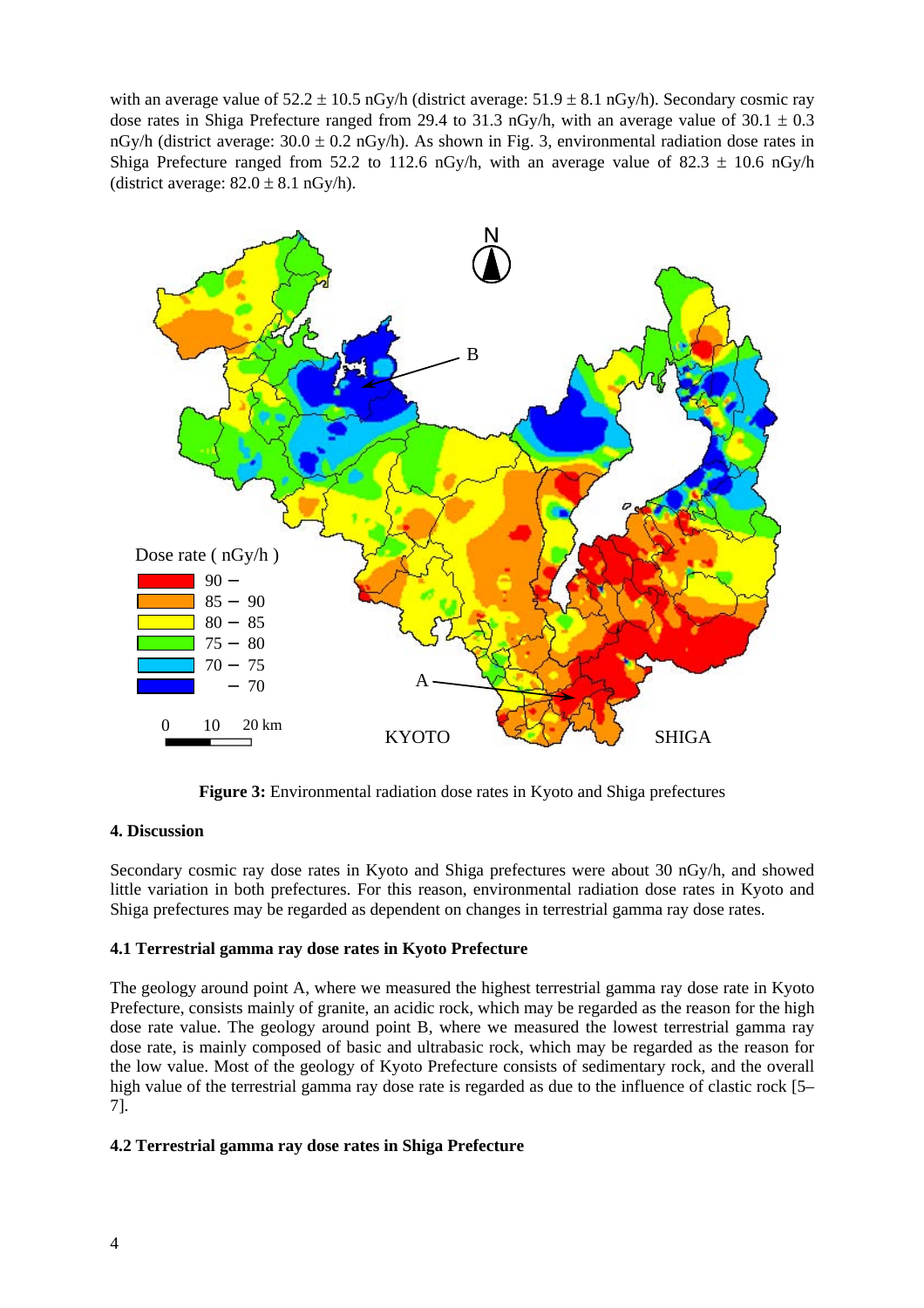with an average value of 52.2 ± 10.5 nGy/h (district average: 51.9 ± 8.1 nGy/h). Secondary cosmic ray dose rates in Shiga Prefecture ranged from 29.4 to 31.3 nGy/h, with an average value of 30.1 ± 0.3 nGy/h (district average: 30.0 ± 0.2 nGy/h). As shown in Fig. 3, environmental radiation dose rates in Shiga Prefecture ranged from 52.2 to 112.6 nGy/h, with an average value of 82.3 ± 10.6 nGy/h (district average: 82.0 ± 8.1 nGy/h).

**Figure 3:** Environmental radiation dose rates in Kyoto and Shiga prefectures

### 4. Discussion

Secondary cosmic ray dose rates in Kyoto and Shiga prefectures were about 30 nGy/h, and showed little variation in both prefectures. For this reason, environmental radiation dose rates in Kyoto and Shiga prefectures may be regarded as dependent on changes in terrestrial gamma ray dose rates.

#### 4.1 Terrestrial gamma ray dose rates in Kyoto Prefecture

The geology around point A, where we measured the highest terrestrial gamma ray dose rate in Kyoto Prefecture, consists mainly of granite, an acidic rock, which may be regarded as the reason for the high dose rate value. The geology around point B, where we measured the lowest terrestrial gamma ray dose rate, is mainly composed of basic and ultrabasic rock, which may be regarded as the reason for the low value. Most of the geology of Kyoto Prefecture consists of sedimentary rock, and the overall high value of the terrestrial gamma ray dose rate is regarded as due to the influence of clastic rock [5–7].

#### 4.2 Terrestrial gamma ray dose rates in Shiga Prefecture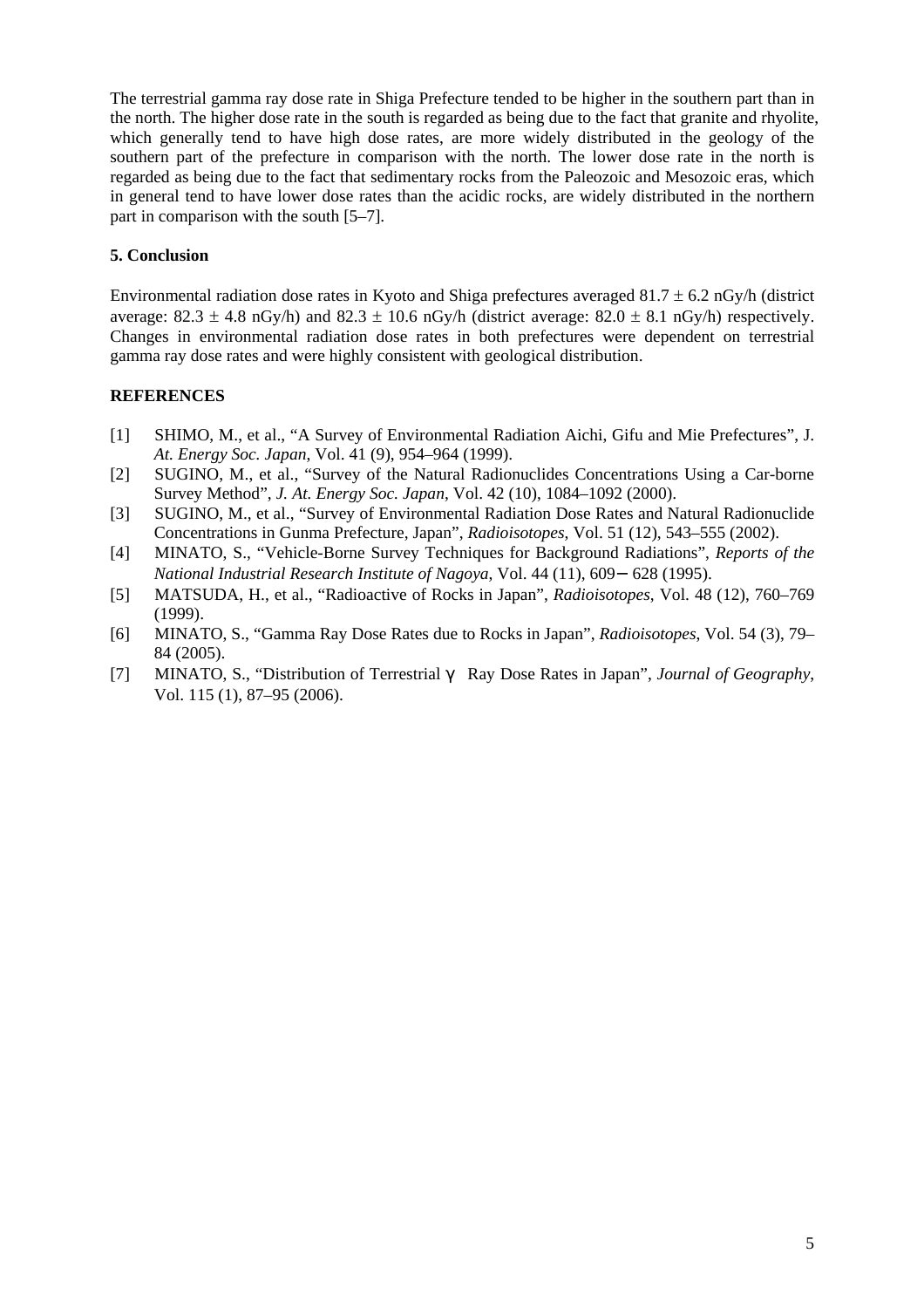The terrestrial gamma ray dose rate in Shiga Prefecture tended to be higher in the southern part than in the north. The higher dose rate in the south is regarded as being due to the fact that granite and rhyolite, which generally tend to have high dose rates, are more widely distributed in the geology of the southern part of the prefecture in comparison with the north. The lower dose rate in the north is regarded as being due to the fact that sedimentary rocks from the Paleozoic and Mesozoic eras, which in general tend to have lower dose rates than the acidic rocks, are widely distributed in the northern part in comparison with the south [5–7].

## 5. Conclusion

Environmental radiation dose rates in Kyoto and Shiga prefectures averaged $81.7 \pm 6.2$ nGy/h (district average: $82.3 \pm 4.8$ nGy/h) and $82.3 \pm 10.6$ nGy/h (district average: $82.0 \pm 8.1$ nGy/h) respectively. Changes in environmental radiation dose rates in both prefectures were dependent on terrestrial gamma ray dose rates and were highly consistent with geological distribution.

## REFERENCES

[1] SHIMO, M., et al., "A Survey of Environmental Radiation Aichi, Gifu and Mie Prefectures", J. *At. Energy Soc. Japan*, Vol. 41 (9), 954–964 (1999).

[2] SUGINO, M., et al., "Survey of the Natural Radionuclides Concentrations Using a Car-borne Survey Method", *J. At. Energy Soc. Japan*, Vol. 42 (10), 1084–1092 (2000).

[3] SUGINO, M., et al., "Survey of Environmental Radiation Dose Rates and Natural Radionuclide Concentrations in Gunma Prefecture, Japan", *Radioisotopes*, Vol. 51 (12), 543–555 (2002).

[4] MINATO, S., "Vehicle-Borne Survey Techniques for Background Radiations", *Reports of the National Industrial Research Institute of Nagoya*, Vol. 44 (11), 609–628 (1995).

[5] MATSUDA, H., et al., "Radioactive of Rocks in Japan", *Radioisotopes*, Vol. 48 (12), 760–769 (1999).

[6] MINATO, S., "Gamma Ray Dose Rates due to Rocks in Japan", *Radioisotopes*, Vol. 54 (3), 79–84 (2005).

[7] MINATO, S., "Distribution of Terrestrial γ Ray Dose Rates in Japan", *Journal of Geography*, Vol. 115 (1), 87–95 (2006).